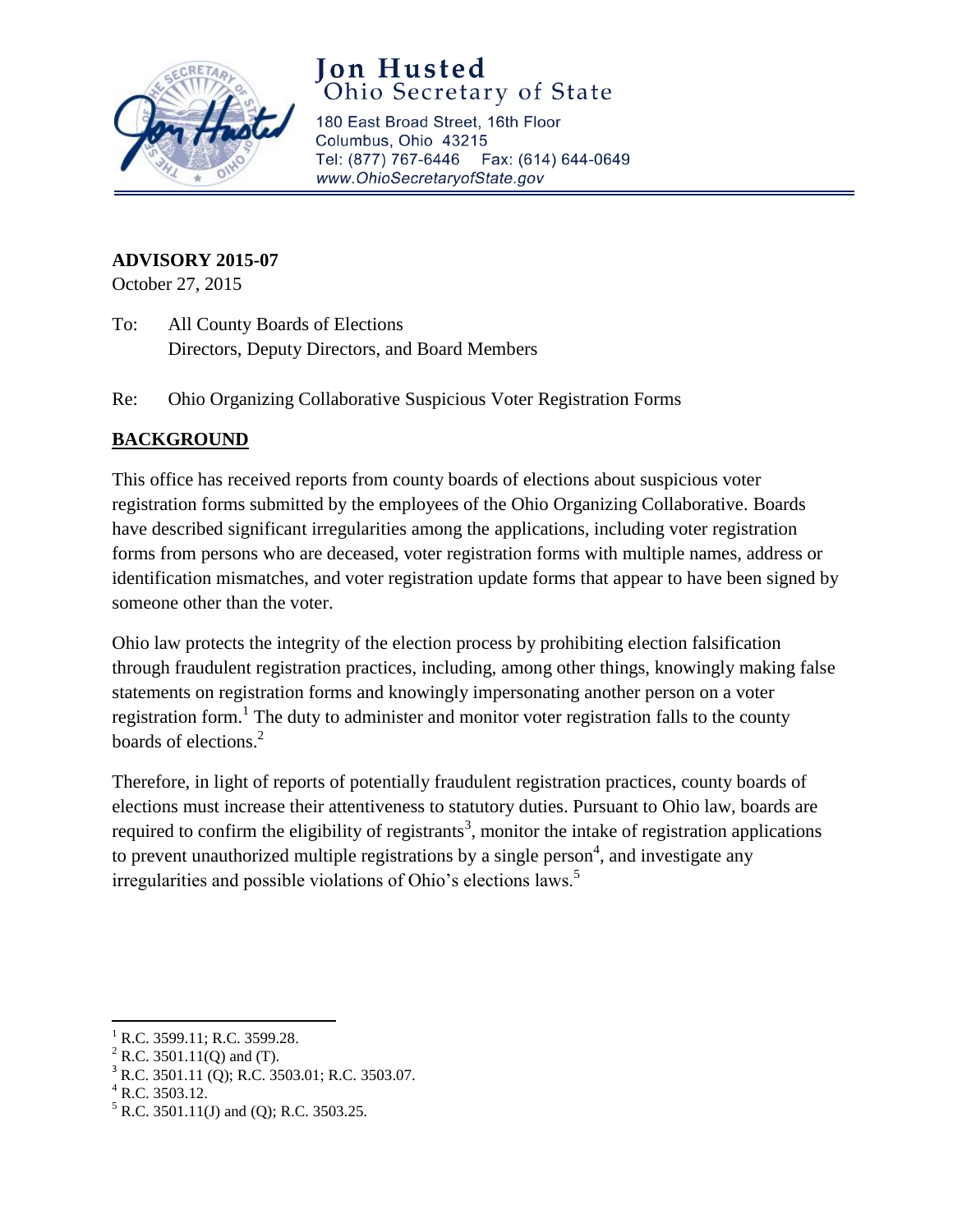# Jon Husted
## Ohio Secretary of State

180 East Broad Street, 16th Floor
Columbus, Ohio 43215
Tel: (877) 767-6446 Fax: (614) 644-0649
*www.OhioSecretaryofState.gov*

**ADVISORY 2015-07**
October 27, 2015

To: All County Boards of Elections
Directors, Deputy Directors, and Board Members

Re: Ohio Organizing Collaborative Suspicious Voter Registration Forms

## BACKGROUND

This office has received reports from county boards of elections about suspicious voter registration forms submitted by the employees of the Ohio Organizing Collaborative. Boards have described significant irregularities among the applications, including voter registration forms from persons who are deceased, voter registration forms with multiple names, address or identification mismatches, and voter registration update forms that appear to have been signed by someone other than the voter.

Ohio law protects the integrity of the election process by prohibiting election falsification through fraudulent registration practices, including, among other things, knowingly making false statements on registration forms and knowingly impersonating another person on a voter registration form.[1] The duty to administer and monitor voter registration falls to the county boards of elections.[2]

Therefore, in light of reports of potentially fraudulent registration practices, county boards of elections must increase their attentiveness to statutory duties. Pursuant to Ohio law, boards are required to confirm the eligibility of registrants[3], monitor the intake of registration applications to prevent unauthorized multiple registrations by a single person[4], and investigate any irregularities and possible violations of Ohio's elections laws.[5]

---

[1] R.C. 3599.11; R.C. 3599.28.
[2] R.C. 3501.11(Q) and (T).
[3] R.C. 3501.11 (Q); R.C. 3503.01; R.C. 3503.07.
[4] R.C. 3503.12.
[5] R.C. 3501.11(J) and (Q); R.C. 3503.25.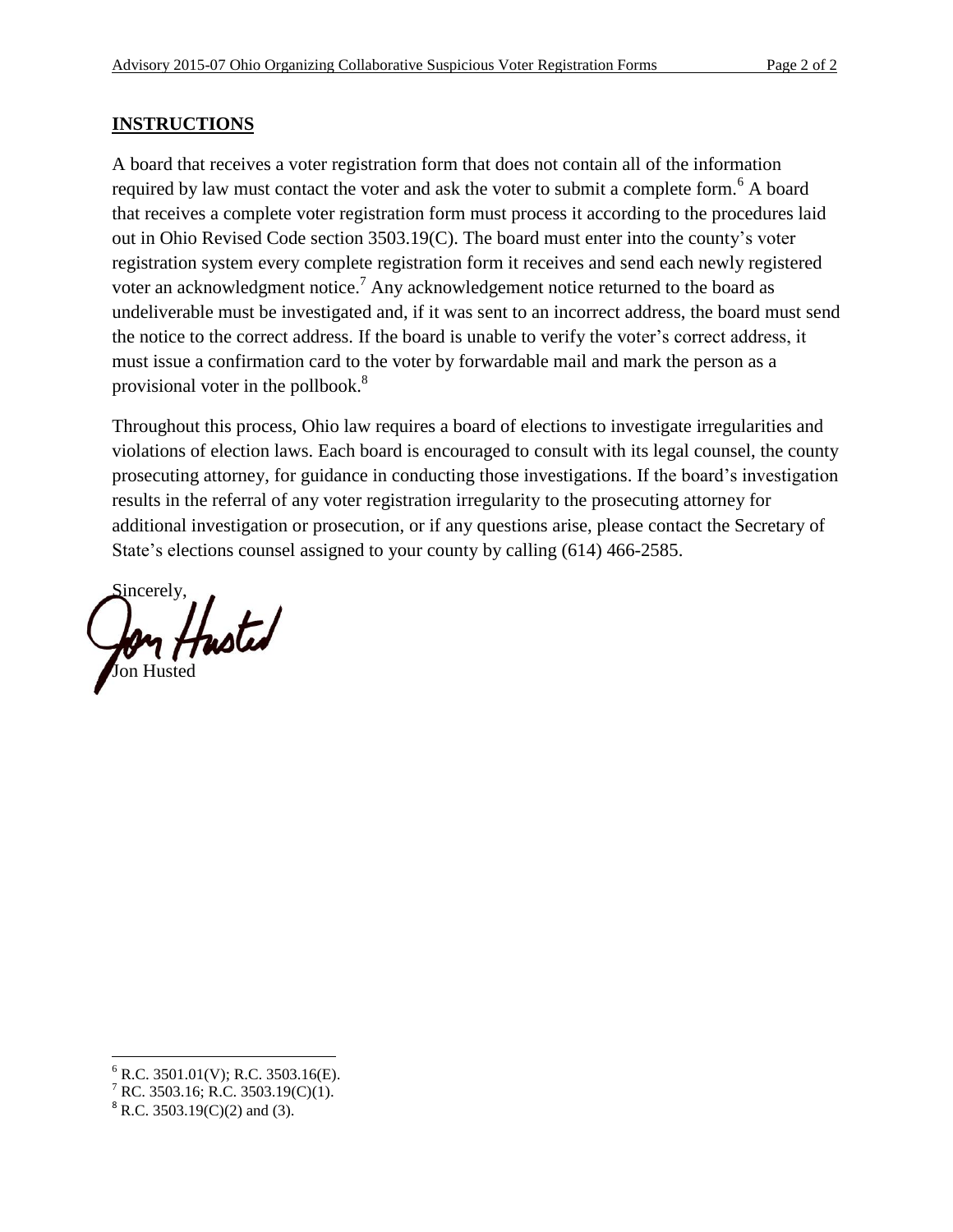## INSTRUCTIONS

A board that receives a voter registration form that does not contain all of the information required by law must contact the voter and ask the voter to submit a complete form.[6] A board that receives a complete voter registration form must process it according to the procedures laid out in Ohio Revised Code section 3503.19(C). The board must enter into the county's voter registration system every complete registration form it receives and send each newly registered voter an acknowledgment notice.[7] Any acknowledgement notice returned to the board as undeliverable must be investigated and, if it was sent to an incorrect address, the board must send the notice to the correct address. If the board is unable to verify the voter's correct address, it must issue a confirmation card to the voter by forwardable mail and mark the person as a provisional voter in the pollbook.[8]

Throughout this process, Ohio law requires a board of elections to investigate irregularities and violations of election laws. Each board is encouraged to consult with its legal counsel, the county prosecuting attorney, for guidance in conducting those investigations. If the board's investigation results in the referral of any voter registration irregularity to the prosecuting attorney for additional investigation or prosecution, or if any questions arise, please contact the Secretary of State's elections counsel assigned to your county by calling (614) 466-2585.

Sincerely,

Jon Husted

---

[6] R.C. 3501.01(V); R.C. 3503.16(E).

[7] RC. 3503.16; R.C. 3503.19(C)(1).

[8] R.C. 3503.19(C)(2) and (3).